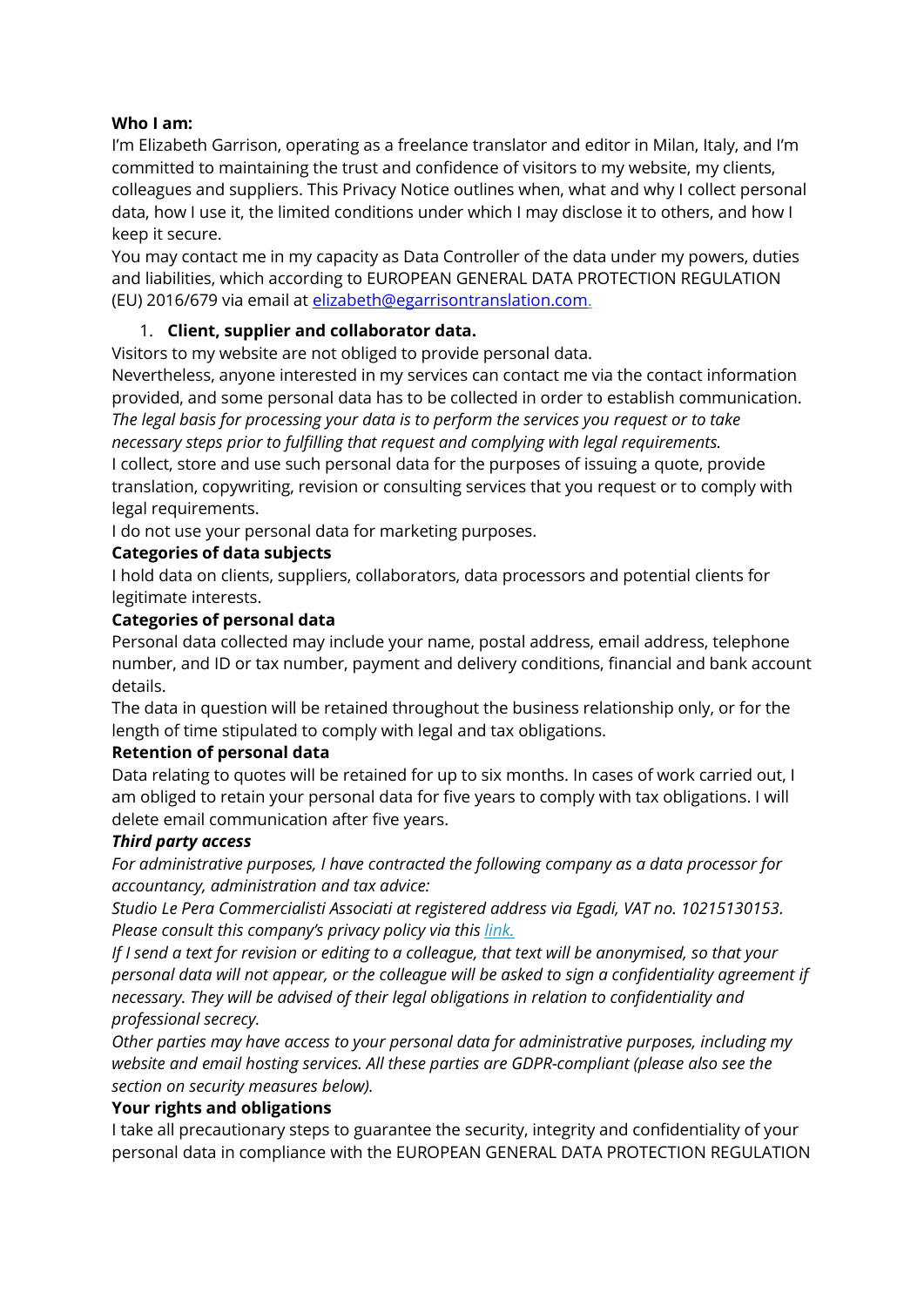**Who I am:**

I'm Elizabeth Garrison, operating as a freelance translator and editor in Milan, Italy, and I'm committed to maintaining the trust and confidence of visitors to my website, my clients, colleagues and suppliers. This Privacy Notice outlines when, what and why I collect personal data, how I use it, the limited conditions under which I may disclose it to others, and how I keep it secure.

You may contact me in my capacity as Data Controller of the data under my powers, duties and liabilities, which according to EUROPEAN GENERAL DATA PROTECTION REGULATION (EU) 2016/679 via email at [elizabeth@egarrisontranslation.com](mailto:elizabeth@egarrisontranslation.com).

1. **Client, supplier and collaborator data.**

Visitors to my website are not obliged to provide personal data.

Nevertheless, anyone interested in my services can contact me via the contact information provided, and some personal data has to be collected in order to establish communication.

*The legal basis for processing your data is to perform the services you request or to take necessary steps prior to fulfilling that request and complying with legal requirements.*

I collect, store and use such personal data for the purposes of issuing a quote, provide translation, copywriting, revision or consulting services that you request or to comply with legal requirements.

I do not use your personal data for marketing purposes.

**Categories of data subjects**

I hold data on clients, suppliers, collaborators, data processors and potential clients for legitimate interests.

**Categories of personal data**

Personal data collected may include your name, postal address, email address, telephone number, and ID or tax number, payment and delivery conditions, financial and bank account details.

The data in question will be retained throughout the business relationship only, or for the length of time stipulated to comply with legal and tax obligations.

**Retention of personal data**

Data relating to quotes will be retained for up to six months. In cases of work carried out, I am obliged to retain your personal data for five years to comply with tax obligations. I will delete email communication after five years.

***Third party access***

*For administrative purposes, I have contracted the following company as a data processor for accountancy, administration and tax advice:*

*Studio Le Pera Commercialisti Associati at registered address via Egadi, VAT no. 10215130153. Please consult this company's privacy policy via this link.*

*If I send a text for revision or editing to a colleague, that text will be anonymised, so that your personal data will not appear, or the colleague will be asked to sign a confidentiality agreement if necessary. They will be advised of their legal obligations in relation to confidentiality and professional secrecy.*

*Other parties may have access to your personal data for administrative purposes, including my website and email hosting services. All these parties are GDPR-compliant (please also see the section on security measures below).*

**Your rights and obligations**

I take all precautionary steps to guarantee the security, integrity and confidentiality of your personal data in compliance with the EUROPEAN GENERAL DATA PROTECTION REGULATION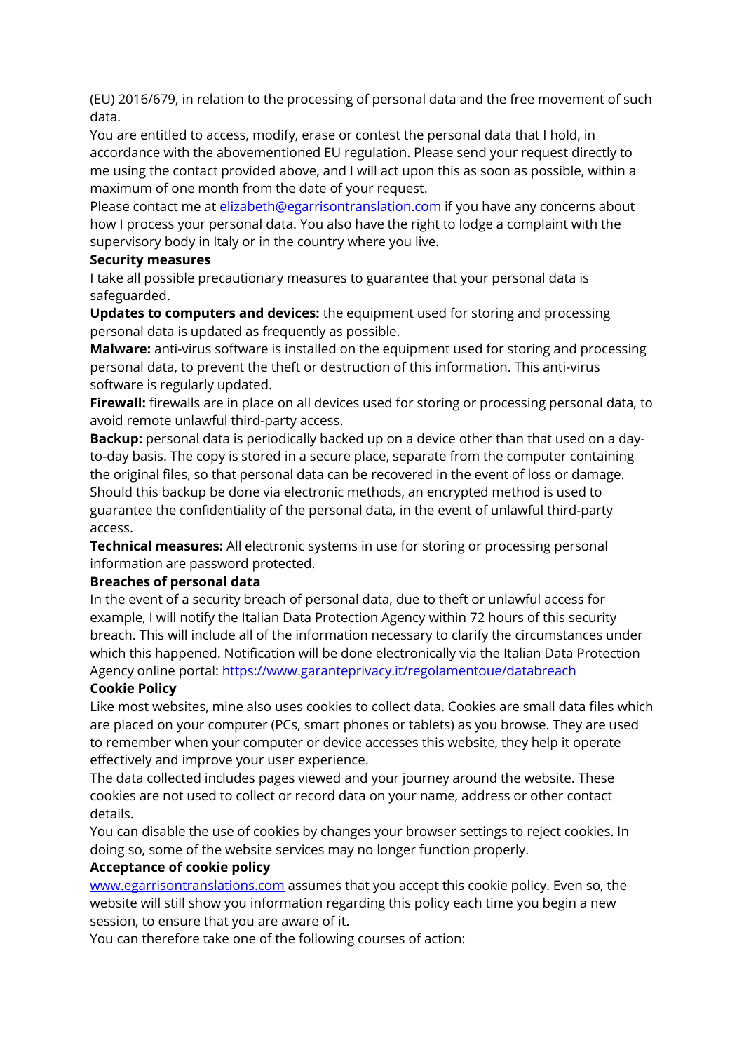(EU) 2016/679, in relation to the processing of personal data and the free movement of such data.

You are entitled to access, modify, erase or contest the personal data that I hold, in accordance with the abovementioned EU regulation. Please send your request directly to me using the contact provided above, and I will act upon this as soon as possible, within a maximum of one month from the date of your request.

Please contact me at [elizabeth@egarrisontranslation.com](mailto:elizabeth@egarrisontranslation.com) if you have any concerns about how I process your personal data. You also have the right to lodge a complaint with the supervisory body in Italy or in the country where you live.

**Security measures**

I take all possible precautionary measures to guarantee that your personal data is safeguarded.

**Updates to computers and devices:** the equipment used for storing and processing personal data is updated as frequently as possible.

**Malware:** anti-virus software is installed on the equipment used for storing and processing personal data, to prevent the theft or destruction of this information. This anti-virus software is regularly updated.

**Firewall:** firewalls are in place on all devices used for storing or processing personal data, to avoid remote unlawful third-party access.

**Backup:** personal data is periodically backed up on a device other than that used on a day-to-day basis. The copy is stored in a secure place, separate from the computer containing the original files, so that personal data can be recovered in the event of loss or damage. Should this backup be done via electronic methods, an encrypted method is used to guarantee the confidentiality of the personal data, in the event of unlawful third-party access.

**Technical measures:** All electronic systems in use for storing or processing personal information are password protected.

**Breaches of personal data**

In the event of a security breach of personal data, due to theft or unlawful access for example, I will notify the Italian Data Protection Agency within 72 hours of this security breach. This will include all of the information necessary to clarify the circumstances under which this happened. Notification will be done electronically via the Italian Data Protection Agency online portal: [https://www.garanteprivacy.it/regolamentoue/databreach](https://www.garanteprivacy.it/regolamentoue/databreach)

**Cookie Policy**

Like most websites, mine also uses cookies to collect data. Cookies are small data files which are placed on your computer (PCs, smart phones or tablets) as you browse. They are used to remember when your computer or device accesses this website, they help it operate effectively and improve your user experience.

The data collected includes pages viewed and your journey around the website. These cookies are not used to collect or record data on your name, address or other contact details.

You can disable the use of cookies by changes your browser settings to reject cookies. In doing so, some of the website services may no longer function properly.

**Acceptance of cookie policy**

[www.egarrisontranslations.com](http://www.egarrisontranslations.com) assumes that you accept this cookie policy. Even so, the website will still show you information regarding this policy each time you begin a new session, to ensure that you are aware of it.

You can therefore take one of the following courses of action: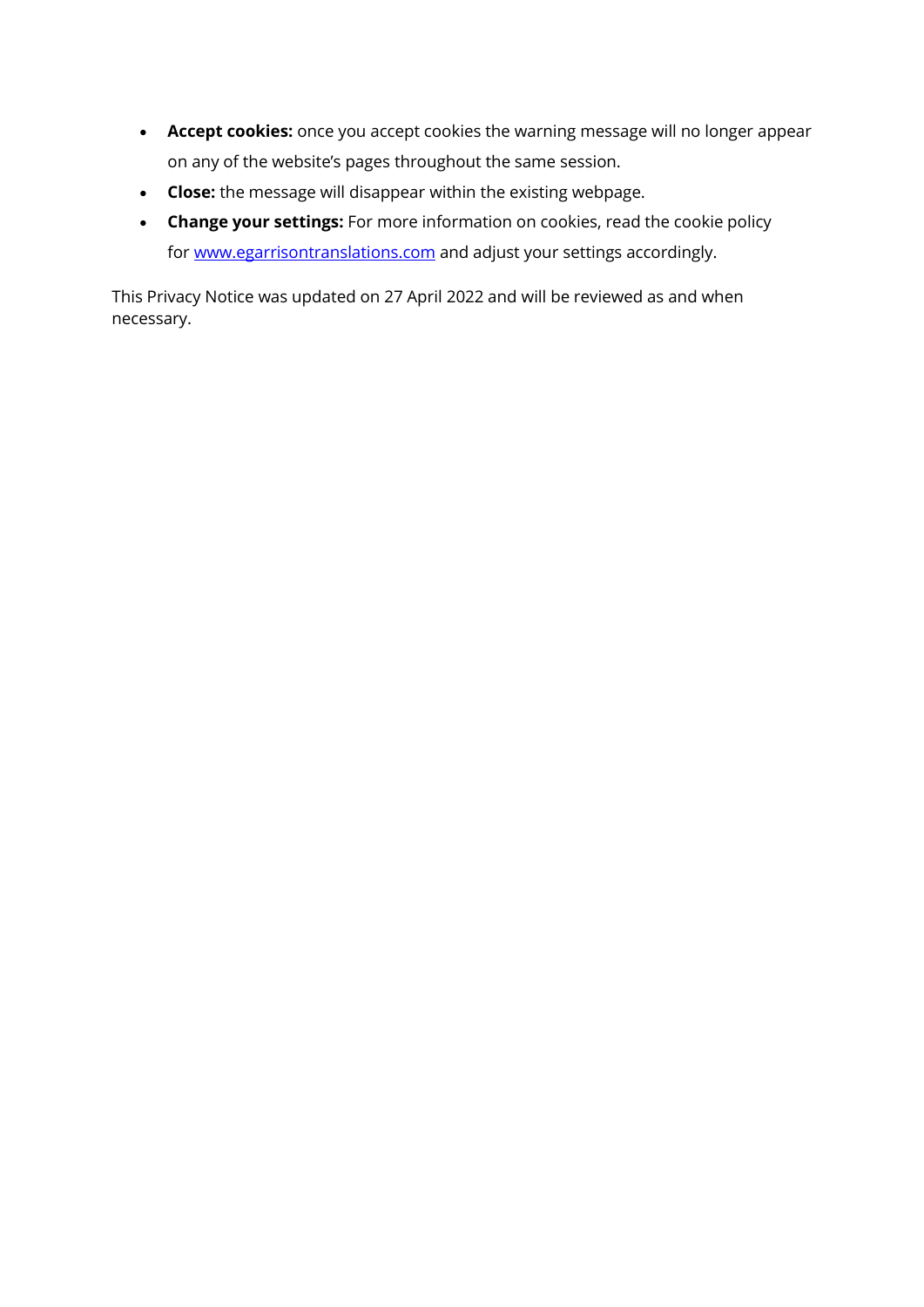- **Accept cookies:** once you accept cookies the warning message will no longer appear on any of the website's pages throughout the same session.
- **Close:** the message will disappear within the existing webpage.
- **Change your settings:** For more information on cookies, read the cookie policy for [www.egarrisontranslations.com](http://www.egarrisontranslations.com) and adjust your settings accordingly.

This Privacy Notice was updated on 27 April 2022 and will be reviewed as and when necessary.